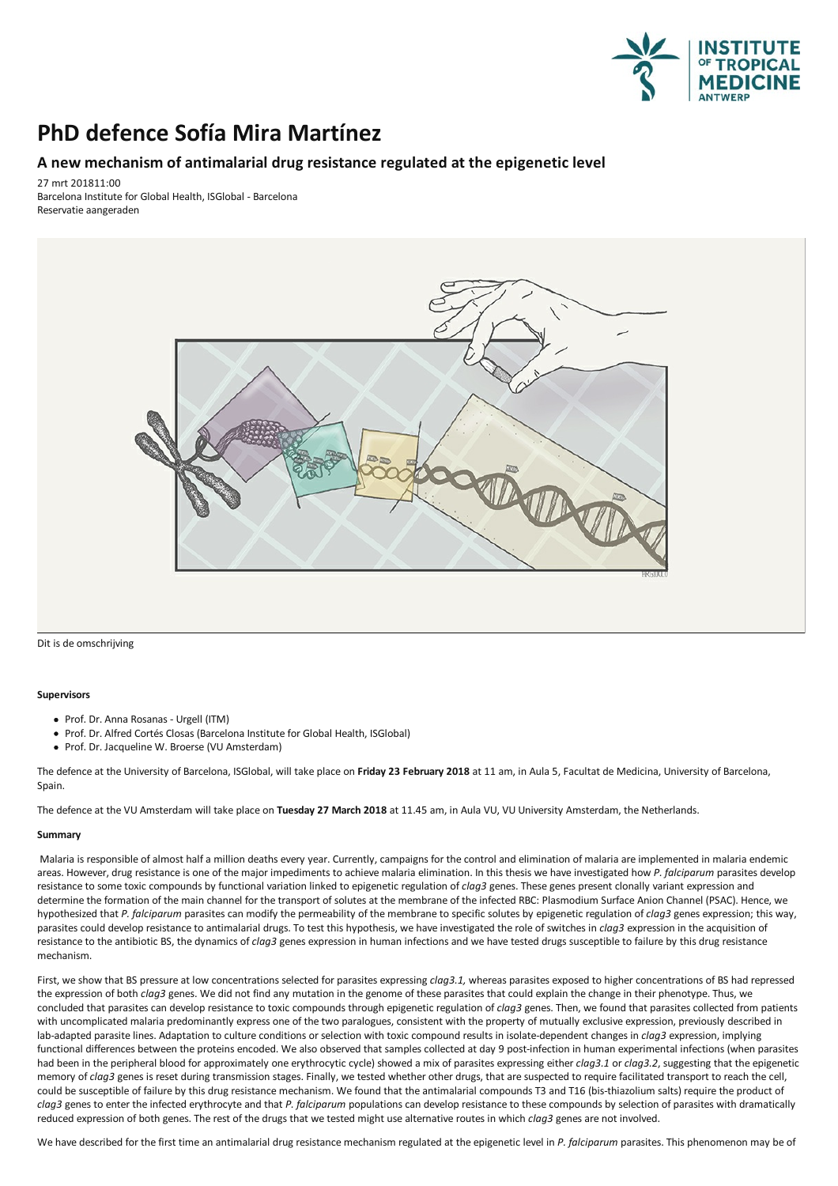# PhD defence Sofía Mira Martínez

## A new mechanism of antimalarial drug resistance regulated at the epigenetic level

27 mrt 201811:00
Barcelona Institute for Global Health, ISGlobal - Barcelona
Reservatie aangeraden

Dit is de omschrijving

**Supervisors**

- Prof. Dr. Anna Rosanas - Urgell (ITM)
- Prof. Dr. Alfred Cortés Closas (Barcelona Institute for Global Health, ISGlobal)
- Prof. Dr. Jacqueline W. Broerse (VU Amsterdam)

The defence at the University of Barcelona, ISGlobal, will take place on **Friday 23 February 2018** at 11 am, in Aula 5, Facultat de Medicina, University of Barcelona, Spain.

The defence at the VU Amsterdam will take place on **Tuesday 27 March 2018** at 11.45 am, in Aula VU, VU University Amsterdam, the Netherlands.

**Summary**

Malaria is responsible of almost half a million deaths every year. Currently, campaigns for the control and elimination of malaria are implemented in malaria endemic areas. However, drug resistance is one of the major impediments to achieve malaria elimination. In this thesis we have investigated how *P. falciparum* parasites develop resistance to some toxic compounds by functional variation linked to epigenetic regulation of *clag3* genes. These genes present clonally variant expression and determine the formation of the main channel for the transport of solutes at the membrane of the infected RBC: Plasmodium Surface Anion Channel (PSAC). Hence, we hypothesized that *P. falciparum* parasites can modify the permeability of the membrane to specific solutes by epigenetic regulation of *clag3* genes expression; this way, parasites could develop resistance to antimalarial drugs. To test this hypothesis, we have investigated the role of switches in *clag3* expression in the acquisition of resistance to the antibiotic BS, the dynamics of *clag3* genes expression in human infections and we have tested drugs susceptible to failure by this drug resistance mechanism.

First, we show that BS pressure at low concentrations selected for parasites expressing *clag3.1,* whereas parasites exposed to higher concentrations of BS had repressed the expression of both *clag3* genes. We did not find any mutation in the genome of these parasites that could explain the change in their phenotype. Thus, we concluded that parasites can develop resistance to toxic compounds through epigenetic regulation of *clag3* genes. Then, we found that parasites collected from patients with uncomplicated malaria predominantly express one of the two paralogues, consistent with the property of mutually exclusive expression, previously described in lab-adapted parasite lines. Adaptation to culture conditions or selection with toxic compound results in isolate-dependent changes in *clag3* expression, implying functional differences between the proteins encoded. We also observed that samples collected at day 9 post-infection in human experimental infections (when parasites had been in the peripheral blood for approximately one erythrocytic cycle) showed a mix of parasites expressing either *clag3.1* or *clag3.2*, suggesting that the epigenetic memory of *clag3* genes is reset during transmission stages. Finally, we tested whether other drugs, that are suspected to require facilitated transport to reach the cell, could be susceptible of failure by this drug resistance mechanism. We found that the antimalarial compounds T3 and T16 (bis-thiazolium salts) require the product of *clag3* genes to enter the infected erythrocyte and that *P. falciparum* populations can develop resistance to these compounds by selection of parasites with dramatically reduced expression of both genes. The rest of the drugs that we tested might use alternative routes in which *clag3* genes are not involved.

We have described for the first time an antimalarial drug resistance mechanism regulated at the epigenetic level in *P. falciparum* parasites. This phenomenon may be of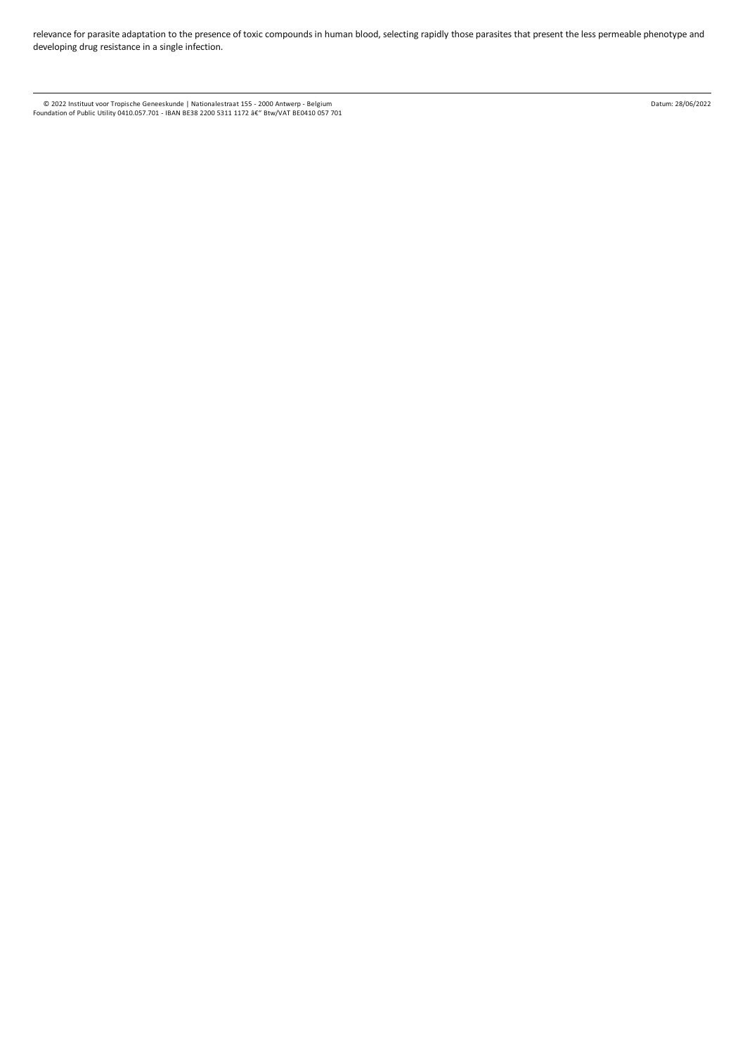relevance for parasite adaptation to the presence of toxic compounds in human blood, selecting rapidly those parasites that present the less permeable phenotype and developing drug resistance in a single infection.